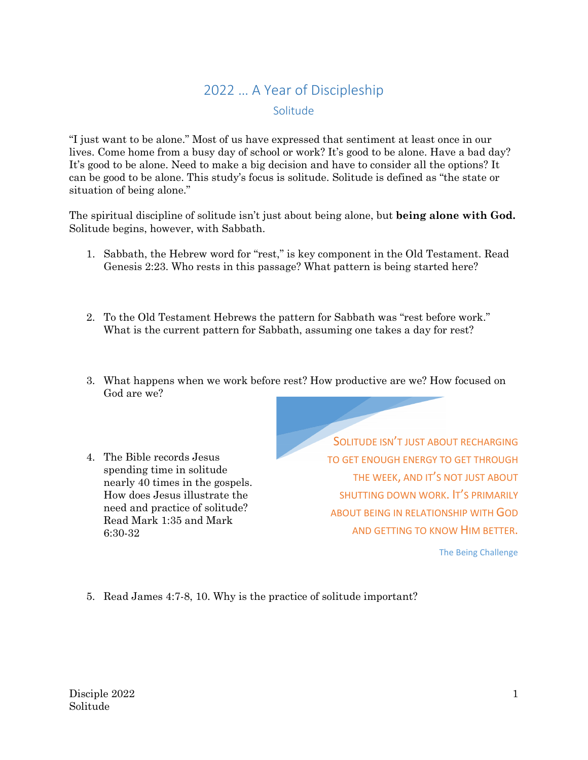# 2022 … A Year of Discipleship

## Solitude

"I just want to be alone." Most of us have expressed that sentiment at least once in our lives. Come home from a busy day of school or work? It's good to be alone. Have a bad day? It's good to be alone. Need to make a big decision and have to consider all the options? It can be good to be alone. This study's focus is solitude. Solitude is defined as "the state or situation of being alone."

The spiritual discipline of solitude isn't just about being alone, but **being alone with God.** Solitude begins, however, with Sabbath.

1. Sabbath, the Hebrew word for "rest," is key component in the Old Testament. Read Genesis 2:23. Who rests in this passage? What pattern is being started here?

2. To the Old Testament Hebrews the pattern for Sabbath was "rest before work." What is the current pattern for Sabbath, assuming one takes a day for rest?

3. What happens when we work before rest? How productive are we? How focused on God are we?

> SOLITUDE ISN'T JUST ABOUT RECHARGING TO GET ENOUGH ENERGY TO GET THROUGH THE WEEK, AND IT'S NOT JUST ABOUT SHUTTING DOWN WORK. IT'S PRIMARILY ABOUT BEING IN RELATIONSHIP WITH GOD AND GETTING TO KNOW HIM BETTER.
>
> The Being Challenge

4. The Bible records Jesus spending time in solitude nearly 40 times in the gospels. How does Jesus illustrate the need and practice of solitude? Read Mark 1:35 and Mark 6:30-32

5. Read James 4:7-8, 10. Why is the practice of solitude important?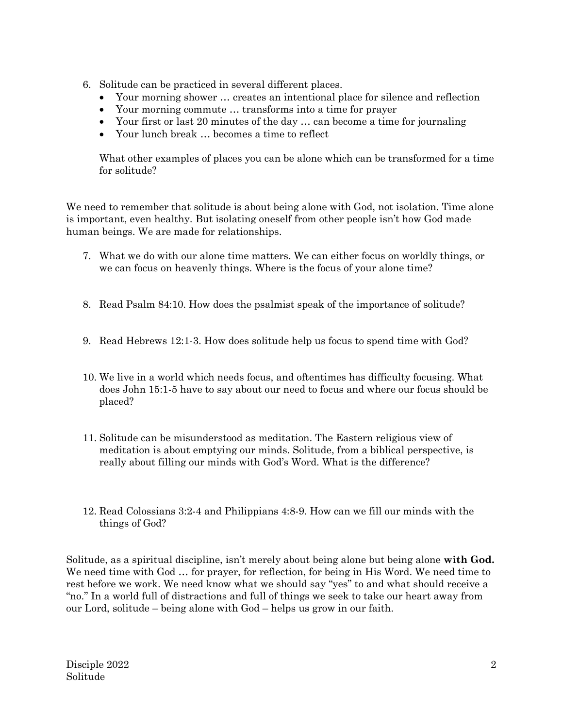6. Solitude can be practiced in several different places.
   - Your morning shower … creates an intentional place for silence and reflection
   - Your morning commute … transforms into a time for prayer
   - Your first or last 20 minutes of the day … can become a time for journaling
   - Your lunch break … becomes a time to reflect

   What other examples of places you can be alone which can be transformed for a time for solitude?

We need to remember that solitude is about being alone with God, not isolation. Time alone is important, even healthy. But isolating oneself from other people isn't how God made human beings. We are made for relationships.

7. What we do with our alone time matters. We can either focus on worldly things, or we can focus on heavenly things. Where is the focus of your alone time?

8. Read Psalm 84:10. How does the psalmist speak of the importance of solitude?

9. Read Hebrews 12:1-3. How does solitude help us focus to spend time with God?

10. We live in a world which needs focus, and oftentimes has difficulty focusing. What does John 15:1-5 have to say about our need to focus and where our focus should be placed?

11. Solitude can be misunderstood as meditation. The Eastern religious view of meditation is about emptying our minds. Solitude, from a biblical perspective, is really about filling our minds with God's Word. What is the difference?

12. Read Colossians 3:2-4 and Philippians 4:8-9. How can we fill our minds with the things of God?

Solitude, as a spiritual discipline, isn't merely about being alone but being alone **with God.** We need time with God … for prayer, for reflection, for being in His Word. We need time to rest before we work. We need know what we should say "yes" to and what should receive a "no." In a world full of distractions and full of things we seek to take our heart away from our Lord, solitude – being alone with God – helps us grow in our faith.